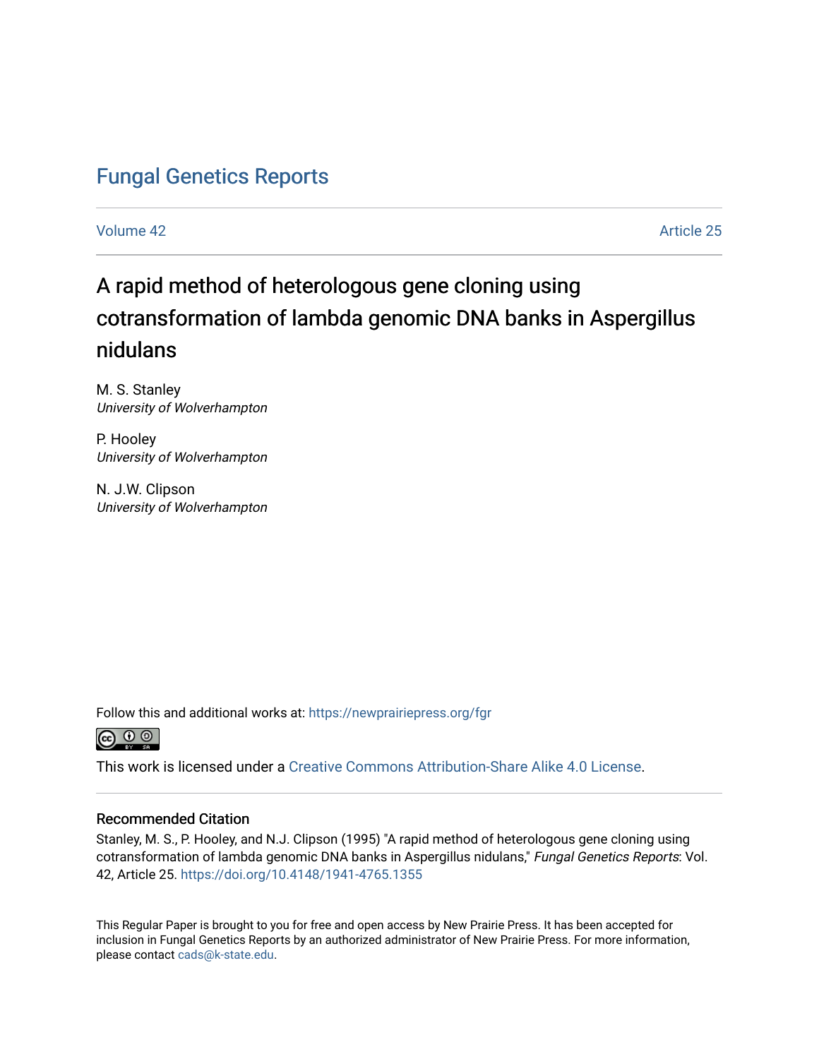# Fungal Genetics Reports

Volume 42 | Article 25

## A rapid method of heterologous gene cloning using cotransformation of lambda genomic DNA banks in Aspergillus nidulans

M. S. Stanley
*University of Wolverhampton*

P. Hooley
*University of Wolverhampton*

N. J.W. Clipson
*University of Wolverhampton*

Follow this and additional works at: https://newprairiepress.org/fgr

This work is licensed under a Creative Commons Attribution-Share Alike 4.0 License.

### Recommended Citation

Stanley, M. S., P. Hooley, and N.J. Clipson (1995) "A rapid method of heterologous gene cloning using cotransformation of lambda genomic DNA banks in Aspergillus nidulans," *Fungal Genetics Reports*: Vol. 42, Article 25. https://doi.org/10.4148/1941-4765.1355

This Regular Paper is brought to you for free and open access by New Prairie Press. It has been accepted for inclusion in Fungal Genetics Reports by an authorized administrator of New Prairie Press. For more information, please contact cads@k-state.edu.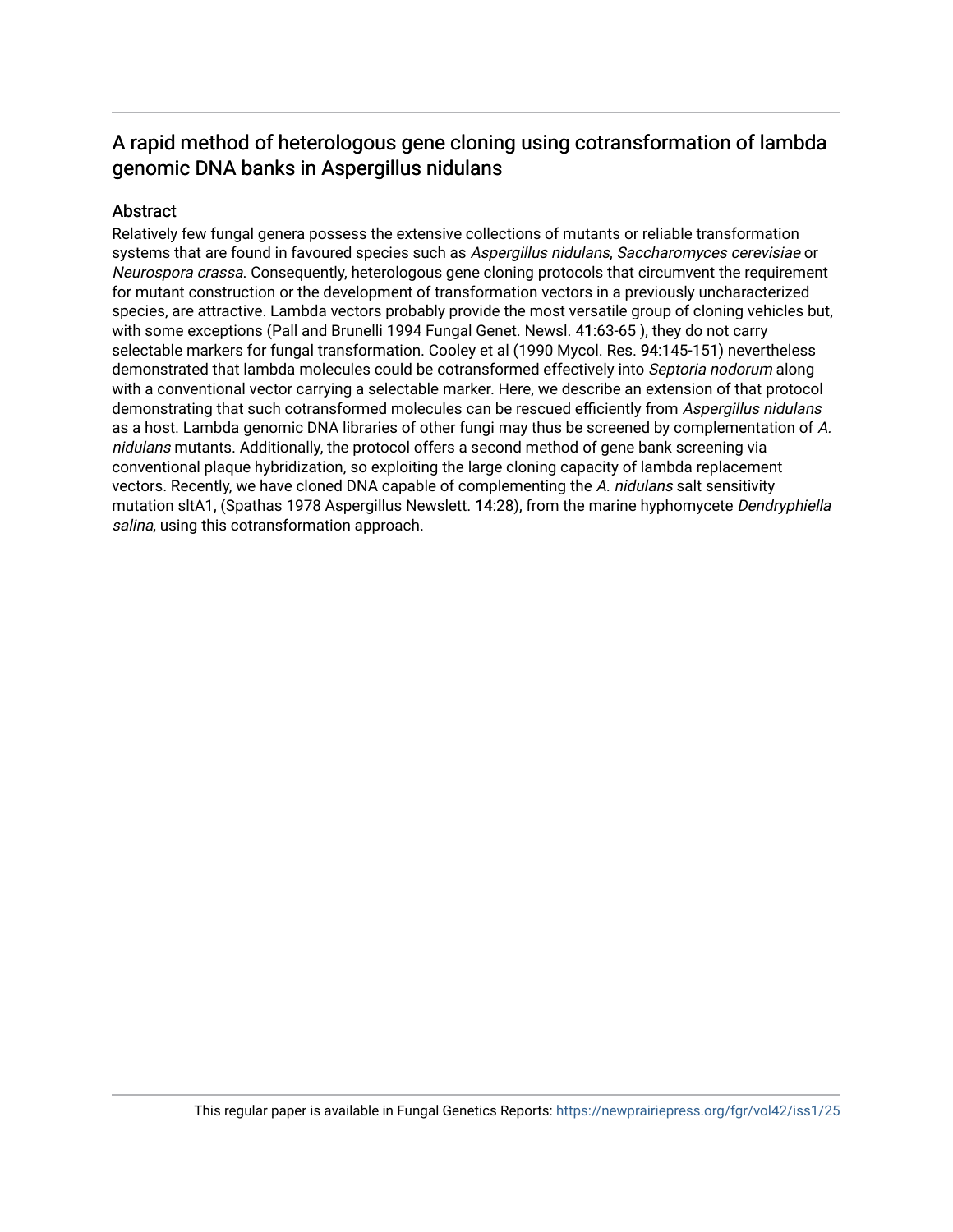## A rapid method of heterologous gene cloning using cotransformation of lambda genomic DNA banks in Aspergillus nidulans

### Abstract

Relatively few fungal genera possess the extensive collections of mutants or reliable transformation systems that are found in favoured species such as *Aspergillus nidulans*, *Saccharomyces cerevisiae* or *Neurospora crassa*. Consequently, heterologous gene cloning protocols that circumvent the requirement for mutant construction or the development of transformation vectors in a previously uncharacterized species, are attractive. Lambda vectors probably provide the most versatile group of cloning vehicles but, with some exceptions (Pall and Brunelli 1994 Fungal Genet. Newsl. **41**:63-65 ), they do not carry selectable markers for fungal transformation. Cooley et al (1990 Mycol. Res. **94**:145-151) nevertheless demonstrated that lambda molecules could be cotransformed effectively into *Septoria nodorum* along with a conventional vector carrying a selectable marker. Here, we describe an extension of that protocol demonstrating that such cotransformed molecules can be rescued efficiently from *Aspergillus nidulans* as a host. Lambda genomic DNA libraries of other fungi may thus be screened by complementation of *A. nidulans* mutants. Additionally, the protocol offers a second method of gene bank screening via conventional plaque hybridization, so exploiting the large cloning capacity of lambda replacement vectors. Recently, we have cloned DNA capable of complementing the *A. nidulans* salt sensitivity mutation sltA1, (Spathas 1978 Aspergillus Newslett. **14**:28), from the marine hyphomycete *Dendryphiella salina*, using this cotransformation approach.

This regular paper is available in Fungal Genetics Reports: https://newprairiepress.org/fgr/vol42/iss1/25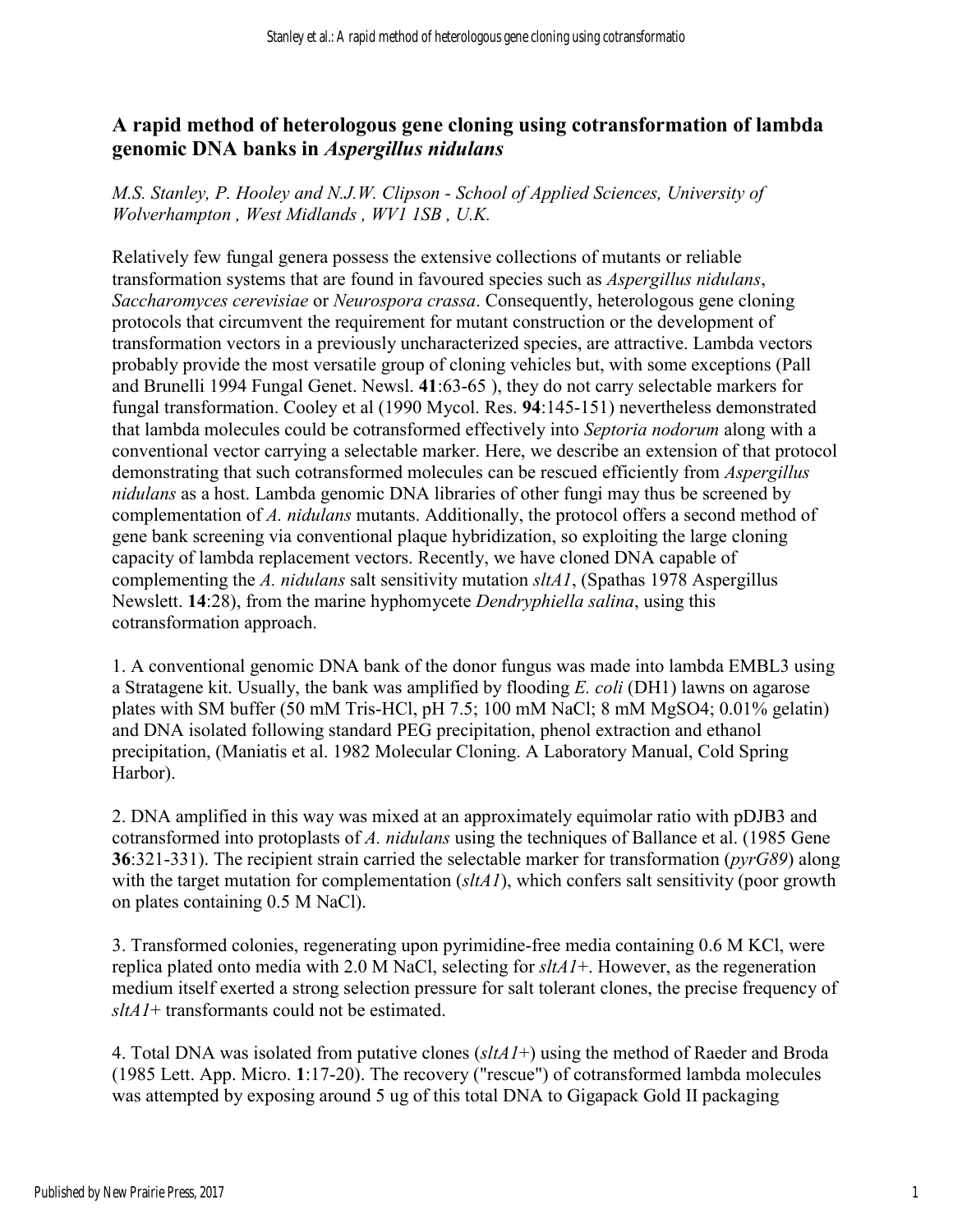# A rapid method of heterologous gene cloning using cotransformation of lambda genomic DNA banks in *Aspergillus nidulans*

*M.S. Stanley, P. Hooley and N.J.W. Clipson - School of Applied Sciences, University of Wolverhampton , West Midlands , WV1 1SB , U.K.*

Relatively few fungal genera possess the extensive collections of mutants or reliable transformation systems that are found in favoured species such as *Aspergillus nidulans*, *Saccharomyces cerevisiae* or *Neurospora crassa*. Consequently, heterologous gene cloning protocols that circumvent the requirement for mutant construction or the development of transformation vectors in a previously uncharacterized species, are attractive. Lambda vectors probably provide the most versatile group of cloning vehicles but, with some exceptions (Pall and Brunelli 1994 Fungal Genet. Newsl. **41**:63-65 ), they do not carry selectable markers for fungal transformation. Cooley et al (1990 Mycol. Res. **94**:145-151) nevertheless demonstrated that lambda molecules could be cotransformed effectively into *Septoria nodorum* along with a conventional vector carrying a selectable marker. Here, we describe an extension of that protocol demonstrating that such cotransformed molecules can be rescued efficiently from *Aspergillus nidulans* as a host. Lambda genomic DNA libraries of other fungi may thus be screened by complementation of *A. nidulans* mutants. Additionally, the protocol offers a second method of gene bank screening via conventional plaque hybridization, so exploiting the large cloning capacity of lambda replacement vectors. Recently, we have cloned DNA capable of complementing the *A. nidulans* salt sensitivity mutation *sltA1*, (Spathas 1978 Aspergillus Newslett. **14**:28), from the marine hyphomycete *Dendryphiella salina*, using this cotransformation approach.

1. A conventional genomic DNA bank of the donor fungus was made into lambda EMBL3 using a Stratagene kit. Usually, the bank was amplified by flooding *E. coli* (DH1) lawns on agarose plates with SM buffer (50 mM Tris-HCl, pH 7.5; 100 mM NaCl; 8 mM $MgSO_4$; 0.01% gelatin) and DNA isolated following standard PEG precipitation, phenol extraction and ethanol precipitation, (Maniatis et al. 1982 Molecular Cloning. A Laboratory Manual, Cold Spring Harbor).

2. DNA amplified in this way was mixed at an approximately equimolar ratio with pDJB3 and cotransformed into protoplasts of *A. nidulans* using the techniques of Ballance et al. (1985 Gene **36**:321-331). The recipient strain carried the selectable marker for transformation (*pyrG89*) along with the target mutation for complementation (*sltA1*), which confers salt sensitivity (poor growth on plates containing 0.5 M NaCl).

3. Transformed colonies, regenerating upon pyrimidine-free media containing 0.6 M KCl, were replica plated onto media with 2.0 M NaCl, selecting for *sltA1+*. However, as the regeneration medium itself exerted a strong selection pressure for salt tolerant clones, the precise frequency of *sltA1+* transformants could not be estimated.

4. Total DNA was isolated from putative clones (*sltA1+*) using the method of Raeder and Broda (1985 Lett. App. Micro. **1**:17-20). The recovery ("rescue") of cotransformed lambda molecules was attempted by exposing around 5 ug of this total DNA to Gigapack Gold II packaging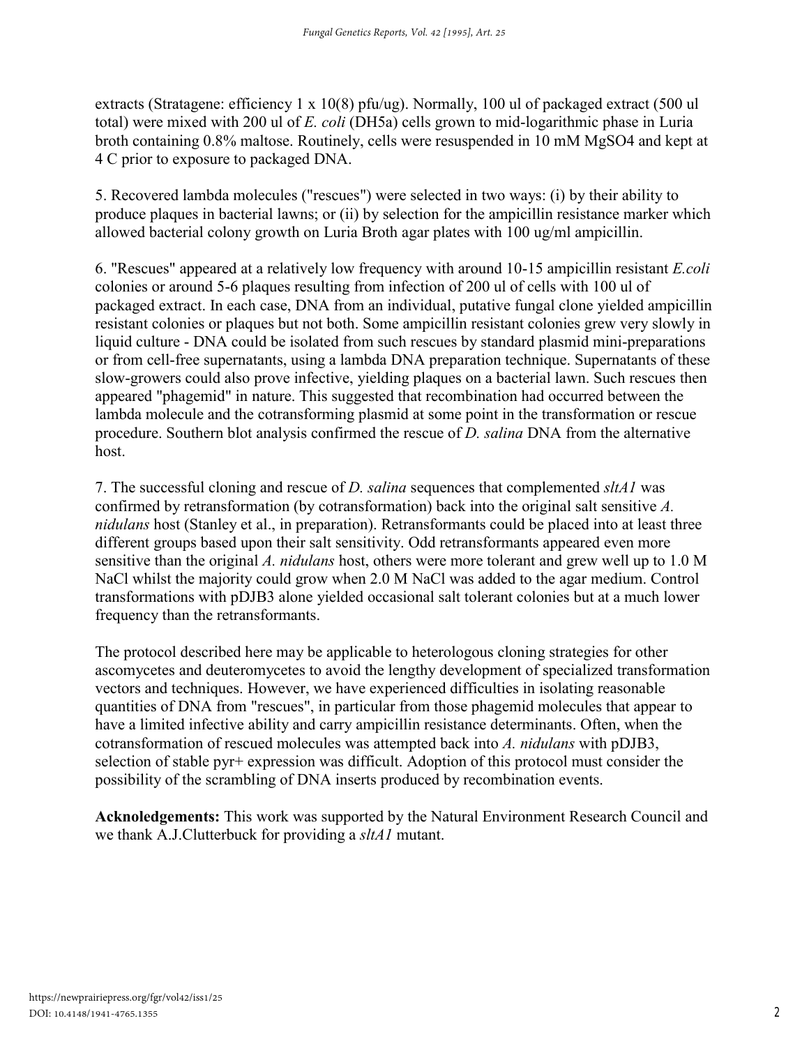extracts (Stratagene: efficiency 1 x 10(8) pfu/ug). Normally, 100 ul of packaged extract (500 ul total) were mixed with 200 ul of *E. coli* (DH5a) cells grown to mid-logarithmic phase in Luria broth containing 0.8% maltose. Routinely, cells were resuspended in 10 mM MgSO4 and kept at 4 C prior to exposure to packaged DNA.

5. Recovered lambda molecules ("rescues") were selected in two ways: (i) by their ability to produce plaques in bacterial lawns; or (ii) by selection for the ampicillin resistance marker which allowed bacterial colony growth on Luria Broth agar plates with 100 ug/ml ampicillin.

6. "Rescues" appeared at a relatively low frequency with around 10-15 ampicillin resistant *E.coli* colonies or around 5-6 plaques resulting from infection of 200 ul of cells with 100 ul of packaged extract. In each case, DNA from an individual, putative fungal clone yielded ampicillin resistant colonies or plaques but not both. Some ampicillin resistant colonies grew very slowly in liquid culture - DNA could be isolated from such rescues by standard plasmid mini-preparations or from cell-free supernatants, using a lambda DNA preparation technique. Supernatants of these slow-growers could also prove infective, yielding plaques on a bacterial lawn. Such rescues then appeared "phagemid" in nature. This suggested that recombination had occurred between the lambda molecule and the cotransforming plasmid at some point in the transformation or rescue procedure. Southern blot analysis confirmed the rescue of *D. salina* DNA from the alternative host.

7. The successful cloning and rescue of *D. salina* sequences that complemented *sltA1* was confirmed by retransformation (by cotransformation) back into the original salt sensitive *A. nidulans* host (Stanley et al., in preparation). Retransformants could be placed into at least three different groups based upon their salt sensitivity. Odd retransformants appeared even more sensitive than the original *A. nidulans* host, others were more tolerant and grew well up to 1.0 M NaCl whilst the majority could grow when 2.0 M NaCl was added to the agar medium. Control transformations with pDJB3 alone yielded occasional salt tolerant colonies but at a much lower frequency than the retransformants.

The protocol described here may be applicable to heterologous cloning strategies for other ascomycetes and deuteromycetes to avoid the lengthy development of specialized transformation vectors and techniques. However, we have experienced difficulties in isolating reasonable quantities of DNA from "rescues", in particular from those phagemid molecules that appear to have a limited infective ability and carry ampicillin resistance determinants. Often, when the cotransformation of rescued molecules was attempted back into *A. nidulans* with pDJB3, selection of stable pyr+ expression was difficult. Adoption of this protocol must consider the possibility of the scrambling of DNA inserts produced by recombination events.

**Acknoledgements:** This work was supported by the Natural Environment Research Council and we thank A.J.Clutterbuck for providing a *sltA1* mutant.